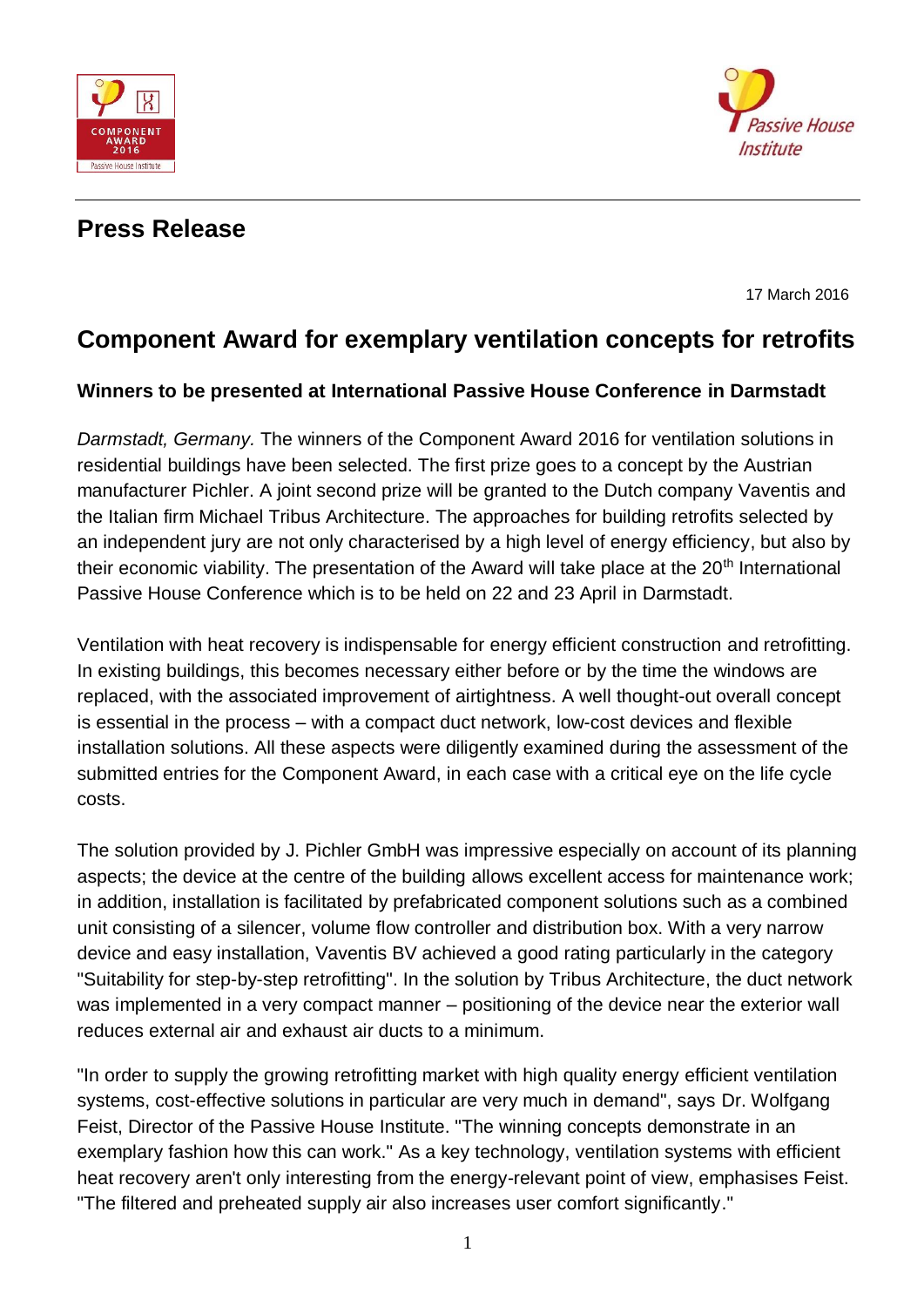# Press Release

17 March 2016

## Component Award for exemplary ventilation concepts for retrofits

### Winners to be presented at International Passive House Conference in Darmstadt

*Darmstadt, Germany.* The winners of the Component Award 2016 for ventilation solutions in residential buildings have been selected. The first prize goes to a concept by the Austrian manufacturer Pichler. A joint second prize will be granted to the Dutch company Vaventis and the Italian firm Michael Tribus Architecture. The approaches for building retrofits selected by an independent jury are not only characterised by a high level of energy efficiency, but also by their economic viability. The presentation of the Award will take place at the 20th International Passive House Conference which is to be held on 22 and 23 April in Darmstadt.

Ventilation with heat recovery is indispensable for energy efficient construction and retrofitting. In existing buildings, this becomes necessary either before or by the time the windows are replaced, with the associated improvement of airtightness. A well thought-out overall concept is essential in the process – with a compact duct network, low-cost devices and flexible installation solutions. All these aspects were diligently examined during the assessment of the submitted entries for the Component Award, in each case with a critical eye on the life cycle costs.

The solution provided by J. Pichler GmbH was impressive especially on account of its planning aspects; the device at the centre of the building allows excellent access for maintenance work; in addition, installation is facilitated by prefabricated component solutions such as a combined unit consisting of a silencer, volume flow controller and distribution box. With a very narrow device and easy installation, Vaventis BV achieved a good rating particularly in the category "Suitability for step-by-step retrofitting". In the solution by Tribus Architecture, the duct network was implemented in a very compact manner – positioning of the device near the exterior wall reduces external air and exhaust air ducts to a minimum.

"In order to supply the growing retrofitting market with high quality energy efficient ventilation systems, cost-effective solutions in particular are very much in demand", says Dr. Wolfgang Feist, Director of the Passive House Institute. "The winning concepts demonstrate in an exemplary fashion how this can work." As a key technology, ventilation systems with efficient heat recovery aren't only interesting from the energy-relevant point of view, emphasises Feist. "The filtered and preheated supply air also increases user comfort significantly."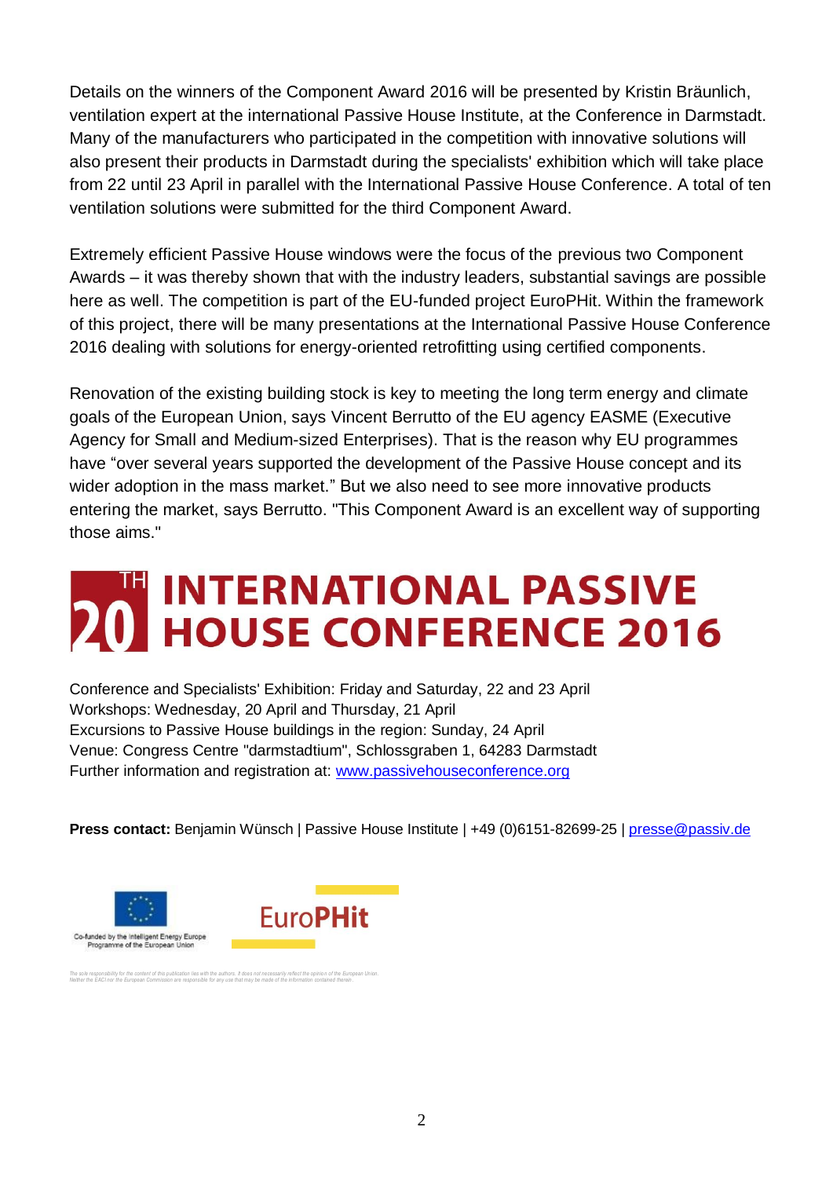Details on the winners of the Component Award 2016 will be presented by Kristin Bräunlich, ventilation expert at the international Passive House Institute, at the Conference in Darmstadt. Many of the manufacturers who participated in the competition with innovative solutions will also present their products in Darmstadt during the specialists' exhibition which will take place from 22 until 23 April in parallel with the International Passive House Conference. A total of ten ventilation solutions were submitted for the third Component Award.

Extremely efficient Passive House windows were the focus of the previous two Component Awards – it was thereby shown that with the industry leaders, substantial savings are possible here as well. The competition is part of the EU-funded project EuroPHit. Within the framework of this project, there will be many presentations at the International Passive House Conference 2016 dealing with solutions for energy-oriented retrofitting using certified components.

Renovation of the existing building stock is key to meeting the long term energy and climate goals of the European Union, says Vincent Berrutto of the EU agency EASME (Executive Agency for Small and Medium-sized Enterprises). That is the reason why EU programmes have "over several years supported the development of the Passive House concept and its wider adoption in the mass market." But we also need to see more innovative products entering the market, says Berrutto. "This Component Award is an excellent way of supporting those aims."

# 20TH INTERNATIONAL PASSIVE HOUSE CONFERENCE 2016

Conference and Specialists' Exhibition: Friday and Saturday, 22 and 23 April
Workshops: Wednesday, 20 April and Thursday, 21 April
Excursions to Passive House buildings in the region: Sunday, 24 April
Venue: Congress Centre "darmstadtium", Schlossgraben 1, 64283 Darmstadt
Further information and registration at: www.passivehouseconference.org

**Press contact:** Benjamin Wünsch | Passive House Institute | +49 (0)6151-82699-25 | presse@passiv.de

Co-funded by the Intelligent Energy Europe Programme of the European Union

EuroPHit

The sole responsibility for the content of this publication lies with the authors. It does not necessarily reflect the opinion of the European Union. Neither the EACI nor the European Commission are responsible for any use that may be made of the information contained therein.